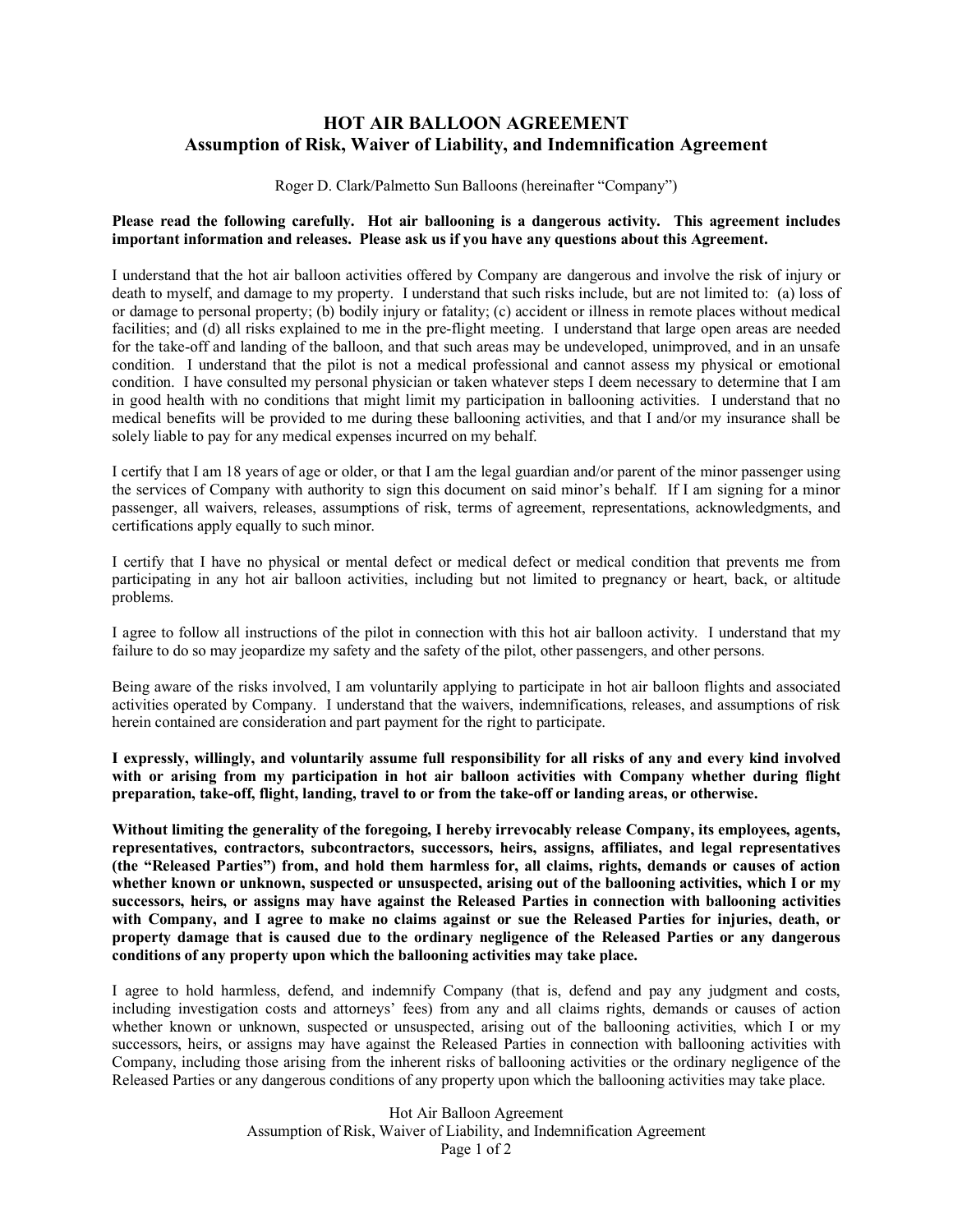# HOT AIR BALLOON AGREEMENT
## Assumption of Risk, Waiver of Liability, and Indemnification Agreement

Roger D. Clark/Palmetto Sun Balloons (hereinafter "Company")

**Please read the following carefully. Hot air ballooning is a dangerous activity. This agreement includes important information and releases. Please ask us if you have any questions about this Agreement.**

I understand that the hot air balloon activities offered by Company are dangerous and involve the risk of injury or death to myself, and damage to my property. I understand that such risks include, but are not limited to: (a) loss of or damage to personal property; (b) bodily injury or fatality; (c) accident or illness in remote places without medical facilities; and (d) all risks explained to me in the pre-flight meeting. I understand that large open areas are needed for the take-off and landing of the balloon, and that such areas may be undeveloped, unimproved, and in an unsafe condition. I understand that the pilot is not a medical professional and cannot assess my physical or emotional condition. I have consulted my personal physician or taken whatever steps I deem necessary to determine that I am in good health with no conditions that might limit my participation in ballooning activities. I understand that no medical benefits will be provided to me during these ballooning activities, and that I and/or my insurance shall be solely liable to pay for any medical expenses incurred on my behalf.

I certify that I am 18 years of age or older, or that I am the legal guardian and/or parent of the minor passenger using the services of Company with authority to sign this document on said minor's behalf. If I am signing for a minor passenger, all waivers, releases, assumptions of risk, terms of agreement, representations, acknowledgments, and certifications apply equally to such minor.

I certify that I have no physical or mental defect or medical defect or medical condition that prevents me from participating in any hot air balloon activities, including but not limited to pregnancy or heart, back, or altitude problems.

I agree to follow all instructions of the pilot in connection with this hot air balloon activity. I understand that my failure to do so may jeopardize my safety and the safety of the pilot, other passengers, and other persons.

Being aware of the risks involved, I am voluntarily applying to participate in hot air balloon flights and associated activities operated by Company. I understand that the waivers, indemnifications, releases, and assumptions of risk herein contained are consideration and part payment for the right to participate.

**I expressly, willingly, and voluntarily assume full responsibility for all risks of any and every kind involved with or arising from my participation in hot air balloon activities with Company whether during flight preparation, take-off, flight, landing, travel to or from the take-off or landing areas, or otherwise.**

**Without limiting the generality of the foregoing, I hereby irrevocably release Company, its employees, agents, representatives, contractors, subcontractors, successors, heirs, assigns, affiliates, and legal representatives (the "Released Parties") from, and hold them harmless for, all claims, rights, demands or causes of action whether known or unknown, suspected or unsuspected, arising out of the ballooning activities, which I or my successors, heirs, or assigns may have against the Released Parties in connection with ballooning activities with Company, and I agree to make no claims against or sue the Released Parties for injuries, death, or property damage that is caused due to the ordinary negligence of the Released Parties or any dangerous conditions of any property upon which the ballooning activities may take place.**

I agree to hold harmless, defend, and indemnify Company (that is, defend and pay any judgment and costs, including investigation costs and attorneys' fees) from any and all claims rights, demands or causes of action whether known or unknown, suspected or unsuspected, arising out of the ballooning activities, which I or my successors, heirs, or assigns may have against the Released Parties in connection with ballooning activities with Company, including those arising from the inherent risks of ballooning activities or the ordinary negligence of the Released Parties or any dangerous conditions of any property upon which the ballooning activities may take place.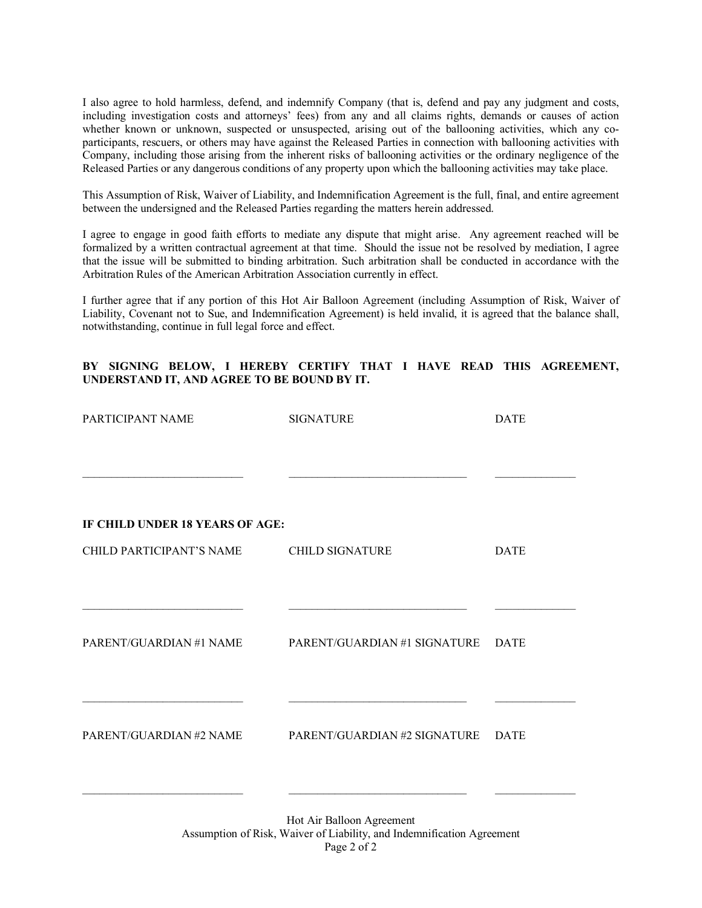I also agree to hold harmless, defend, and indemnify Company (that is, defend and pay any judgment and costs, including investigation costs and attorneys' fees) from any and all claims rights, demands or causes of action whether known or unknown, suspected or unsuspected, arising out of the ballooning activities, which any co-participants, rescuers, or others may have against the Released Parties in connection with ballooning activities with Company, including those arising from the inherent risks of ballooning activities or the ordinary negligence of the Released Parties or any dangerous conditions of any property upon which the ballooning activities may take place.

This Assumption of Risk, Waiver of Liability, and Indemnification Agreement is the full, final, and entire agreement between the undersigned and the Released Parties regarding the matters herein addressed.

I agree to engage in good faith efforts to mediate any dispute that might arise. Any agreement reached will be formalized by a written contractual agreement at that time. Should the issue not be resolved by mediation, I agree that the issue will be submitted to binding arbitration. Such arbitration shall be conducted in accordance with the Arbitration Rules of the American Arbitration Association currently in effect.

I further agree that if any portion of this Hot Air Balloon Agreement (including Assumption of Risk, Waiver of Liability, Covenant not to Sue, and Indemnification Agreement) is held invalid, it is agreed that the balance shall, notwithstanding, continue in full legal force and effect.

**BY SIGNING BELOW, I HEREBY CERTIFY THAT I HAVE READ THIS AGREEMENT, UNDERSTAND IT, AND AGREE TO BE BOUND BY IT.**

| PARTICIPANT NAME | SIGNATURE | DATE |
|---|---|---|
| ___________________________ | ______________________________ | ______________ |

**IF CHILD UNDER 18 YEARS OF AGE:**

| CHILD PARTICIPANT'S NAME | CHILD SIGNATURE | DATE |
|---|---|---|
| ___________________________ | ______________________________ | ______________ |
| PARENT/GUARDIAN #1 NAME | PARENT/GUARDIAN #1 SIGNATURE | DATE |
| ___________________________ | ______________________________ | ______________ |
| PARENT/GUARDIAN #2 NAME | PARENT/GUARDIAN #2 SIGNATURE | DATE |
| ___________________________ | ______________________________ | ______________ |